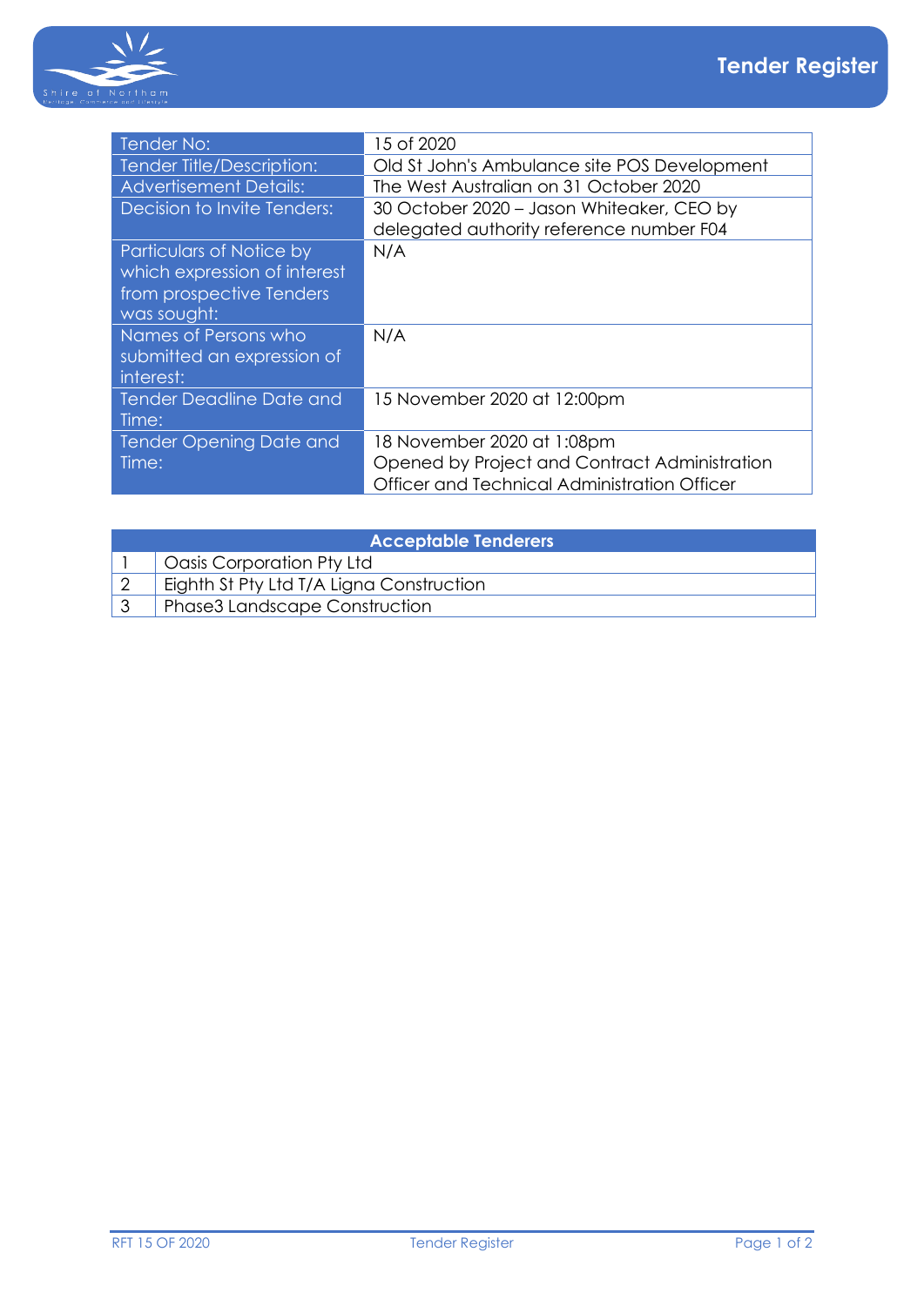# Tender Register

| Tender No: | 15 of 2020 |
|---|---|
| Tender Title/Description: | Old St John's Ambulance site POS Development |
| Advertisement Details: | The West Australian on 31 October 2020 |
| Decision to Invite Tenders: | 30 October 2020 – Jason Whiteaker, CEO by delegated authority reference number F04 |
| Particulars of Notice by which expression of interest from prospective Tenders was sought: | N/A |
| Names of Persons who submitted an expression of interest: | N/A |
| Tender Deadline Date and Time: | 15 November 2020 at 12:00pm |
| Tender Opening Date and Time: | 18 November 2020 at 1:08pm<br>Opened by Project and Contract Administration Officer and Technical Administration Officer |

| Acceptable Tenderers | |
|---|---|
| 1 | Oasis Corporation Pty Ltd |
| 2 | Eighth St Pty Ltd T/A Ligna Construction |
| 3 | Phase3 Landscape Construction |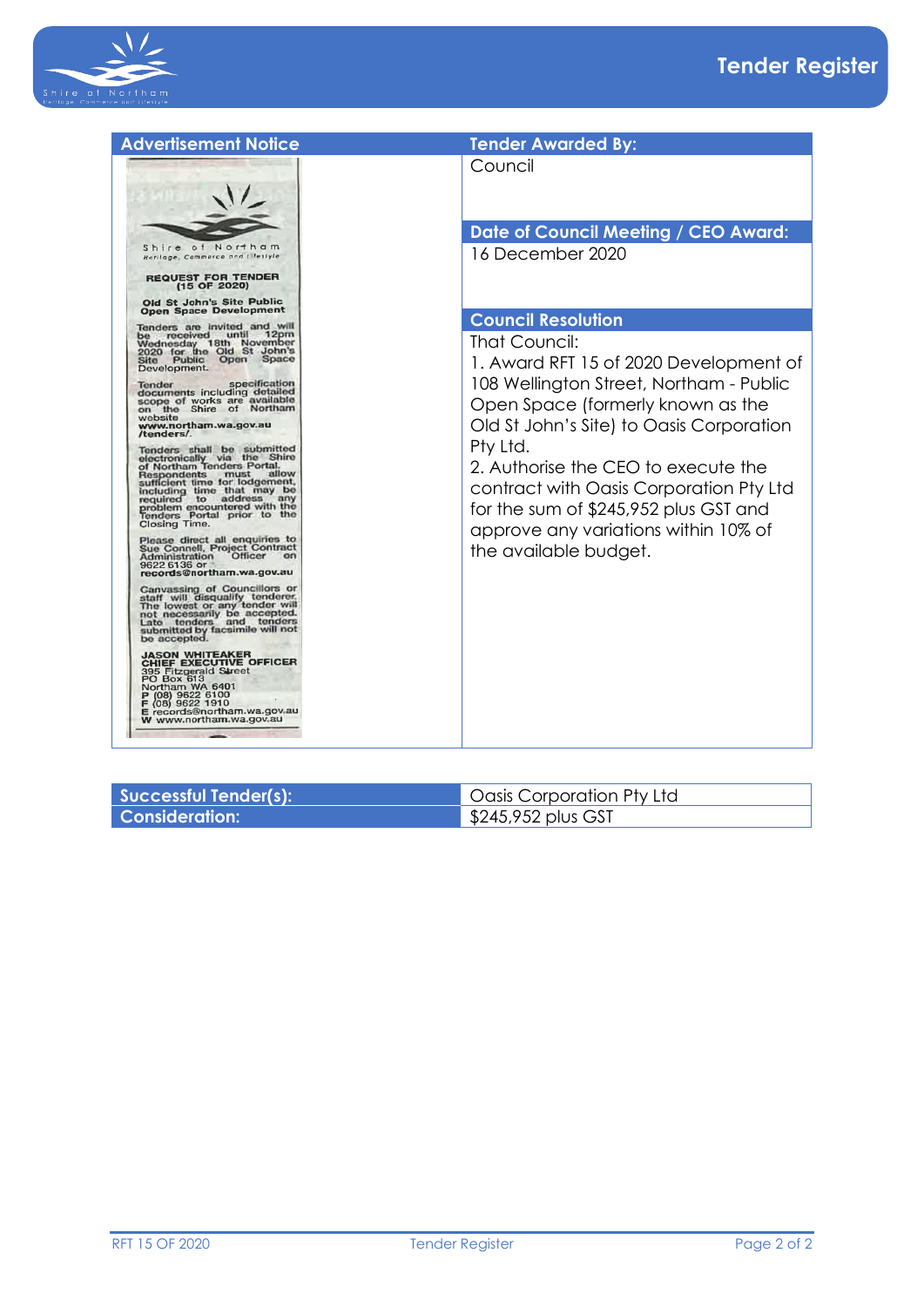# Tender Register

| Advertisement Notice | Tender Awarded By: |
|---|---|
| Shire of Northam<br>Heritage, Commerce and Lifestyle<br><br>**REQUEST FOR TENDER (15 OF 2020)**<br><br>**Old St John's Site Public Open Space Development**<br><br>Tenders are invited and will be received until 12pm Wednesday 18th November 2020 for the Old St John's Site Public Open Space Development.<br><br>Tender specification documents including detailed scope of works are available on the Shire of Northam website **www.northam.wa.gov.au/tenders/**.<br><br>Tenders shall be submitted electronically via the Shire of Northam Tenders Portal. Respondents must allow sufficient time for lodgement, including time that may be required to address any problem encountered with the Tenders Portal prior to the Closing Time.<br><br>Please direct all enquiries to Sue Connell, Project Contract Administration Officer on 9622 6136 or **records@northam.wa.gov.au**<br><br>Canvassing of Councillors or staff will disqualify tenderer. The lowest or any tender will not necessarily be accepted. Late tenders and tenders submitted by facsimile will not be accepted.<br><br>**JASON WHITEAKER**<br>**CHIEF EXECUTIVE OFFICER**<br>395 Fitzgerald Street<br>PO Box 613<br>Northam WA 6401<br>P (08) 9622 6100<br>F (08) 9622 1910<br>E records@northam.wa.gov.au<br>W www.northam.wa.gov.au | Council<br><br>**Date of Council Meeting / CEO Award:**<br>16 December 2020<br><br>**Council Resolution**<br>That Council:<br>1. Award RFT 15 of 2020 Development of 108 Wellington Street, Northam - Public Open Space (formerly known as the Old St John's Site) to Oasis Corporation Pty Ltd.<br>2. Authorise the CEO to execute the contract with Oasis Corporation Pty Ltd for the sum of $245,952 plus GST and approve any variations within 10% of the available budget. |

| | |
|---|---|
| **Successful Tender(s):** | Oasis Corporation Pty Ltd |
| **Consideration:** | $245,952 plus GST |